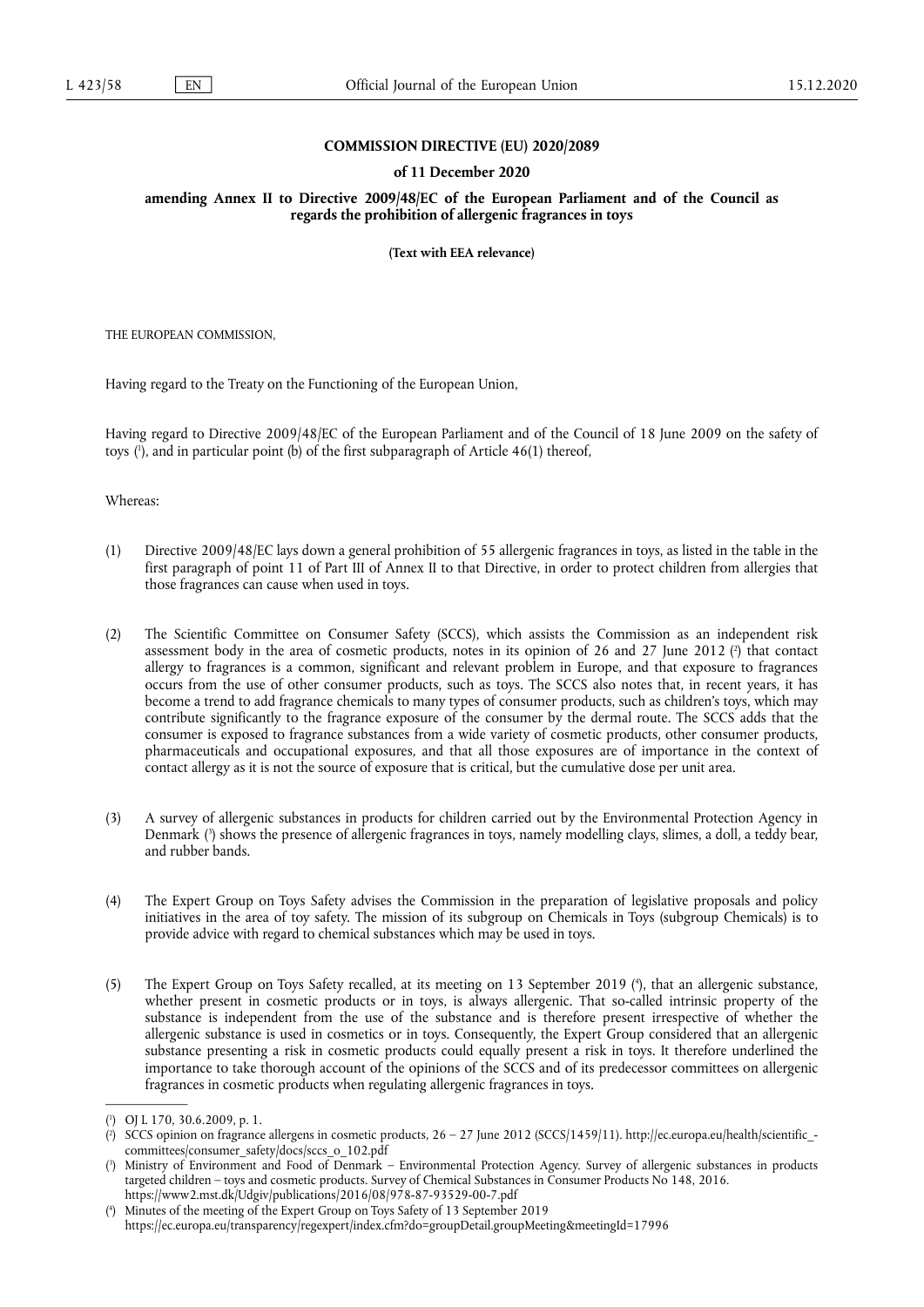**COMMISSION DIRECTIVE (EU) 2020/2089**

**of 11 December 2020**

**amending Annex II to Directive 2009/48/EC of the European Parliament and of the Council as regards the prohibition of allergenic fragrances in toys**

**(Text with EEA relevance)**

THE EUROPEAN COMMISSION,

Having regard to the Treaty on the Functioning of the European Union,

Having regard to Directive 2009/48/EC of the European Parliament and of the Council of 18 June 2009 on the safety of toys ([1]), and in particular point (b) of the first subparagraph of Article 46(1) thereof,

Whereas:

(1) Directive 2009/48/EC lays down a general prohibition of 55 allergenic fragrances in toys, as listed in the table in the first paragraph of point 11 of Part III of Annex II to that Directive, in order to protect children from allergies that those fragrances can cause when used in toys.

(2) The Scientific Committee on Consumer Safety (SCCS), which assists the Commission as an independent risk assessment body in the area of cosmetic products, notes in its opinion of 26 and 27 June 2012 ([2]) that contact allergy to fragrances is a common, significant and relevant problem in Europe, and that exposure to fragrances occurs from the use of other consumer products, such as toys. The SCCS also notes that, in recent years, it has become a trend to add fragrance chemicals to many types of consumer products, such as children's toys, which may contribute significantly to the fragrance exposure of the consumer by the dermal route. The SCCS adds that the consumer is exposed to fragrance substances from a wide variety of cosmetic products, other consumer products, pharmaceuticals and occupational exposures, and that all those exposures are of importance in the context of contact allergy as it is not the source of exposure that is critical, but the cumulative dose per unit area.

(3) A survey of allergenic substances in products for children carried out by the Environmental Protection Agency in Denmark ([3]) shows the presence of allergenic fragrances in toys, namely modelling clays, slimes, a doll, a teddy bear, and rubber bands.

(4) The Expert Group on Toys Safety advises the Commission in the preparation of legislative proposals and policy initiatives in the area of toy safety. The mission of its subgroup on Chemicals in Toys (subgroup Chemicals) is to provide advice with regard to chemical substances which may be used in toys.

(5) The Expert Group on Toys Safety recalled, at its meeting on 13 September 2019 ([4]), that an allergenic substance, whether present in cosmetic products or in toys, is always allergenic. That so-called intrinsic property of the substance is independent from the use of the substance and is therefore present irrespective of whether the allergenic substance is used in cosmetics or in toys. Consequently, the Expert Group considered that an allergenic substance presenting a risk in cosmetic products could equally present a risk in toys. It therefore underlined the importance to take thorough account of the opinions of the SCCS and of its predecessor committees on allergenic fragrances in cosmetic products when regulating allergenic fragrances in toys.

---

([1]) OJ L 170, 30.6.2009, p. 1.

([2]) SCCS opinion on fragrance allergens in cosmetic products, 26 – 27 June 2012 (SCCS/1459/11). http://ec.europa.eu/health/scientific_committees/consumer_safety/docs/sccs_o_102.pdf

([3]) Ministry of Environment and Food of Denmark – Environmental Protection Agency. Survey of allergenic substances in products targeted children – toys and cosmetic products. Survey of Chemical Substances in Consumer Products No 148, 2016. https://www2.mst.dk/Udgiv/publications/2016/08/978-87-93529-00-7.pdf

([4]) Minutes of the meeting of the Expert Group on Toys Safety of 13 September 2019 https://ec.europa.eu/transparency/regexpert/index.cfm?do=groupDetail.groupMeeting&meetingId=17996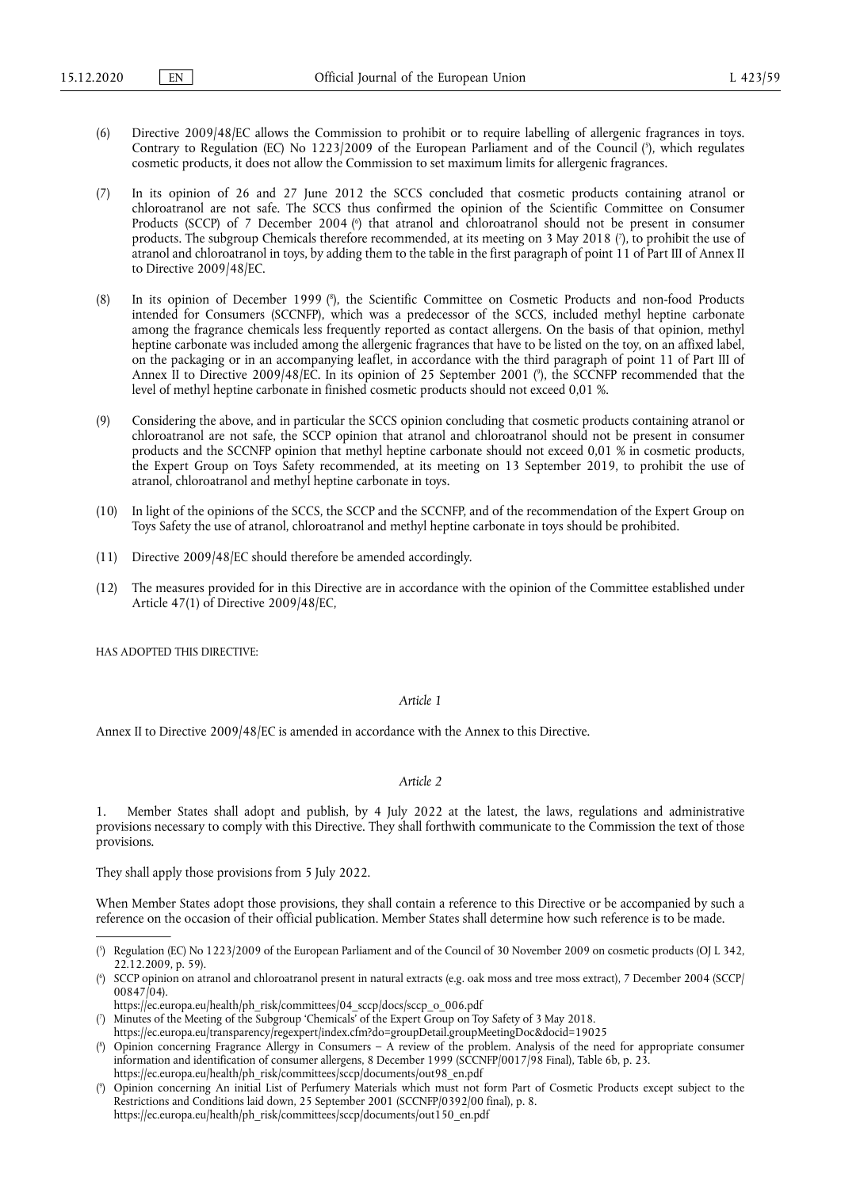(6) Directive 2009/48/EC allows the Commission to prohibit or to require labelling of allergenic fragrances in toys. Contrary to Regulation (EC) No 1223/2009 of the European Parliament and of the Council ([5]), which regulates cosmetic products, it does not allow the Commission to set maximum limits for allergenic fragrances.

(7) In its opinion of 26 and 27 June 2012 the SCCS concluded that cosmetic products containing atranol or chloroatranol are not safe. The SCCS thus confirmed the opinion of the Scientific Committee on Consumer Products (SCCP) of 7 December 2004 ([6]) that atranol and chloroatranol should not be present in consumer products. The subgroup Chemicals therefore recommended, at its meeting on 3 May 2018 ([7]), to prohibit the use of atranol and chloroatranol in toys, by adding them to the table in the first paragraph of point 11 of Part III of Annex II to Directive 2009/48/EC.

(8) In its opinion of December 1999 ([8]), the Scientific Committee on Cosmetic Products and non-food Products intended for Consumers (SCCNFP), which was a predecessor of the SCCS, included methyl heptine carbonate among the fragrance chemicals less frequently reported as contact allergens. On the basis of that opinion, methyl heptine carbonate was included among the allergenic fragrances that have to be listed on the toy, on an affixed label, on the packaging or in an accompanying leaflet, in accordance with the third paragraph of point 11 of Part III of Annex II to Directive 2009/48/EC. In its opinion of 25 September 2001 ([9]), the SCCNFP recommended that the level of methyl heptine carbonate in finished cosmetic products should not exceed 0,01 %.

(9) Considering the above, and in particular the SCCS opinion concluding that cosmetic products containing atranol or chloroatranol are not safe, the SCCP opinion that atranol and chloroatranol should not be present in consumer products and the SCCNFP opinion that methyl heptine carbonate should not exceed 0,01 % in cosmetic products, the Expert Group on Toys Safety recommended, at its meeting on 13 September 2019, to prohibit the use of atranol, chloroatranol and methyl heptine carbonate in toys.

(10) In light of the opinions of the SCCS, the SCCP and the SCCNFP, and of the recommendation of the Expert Group on Toys Safety the use of atranol, chloroatranol and methyl heptine carbonate in toys should be prohibited.

(11) Directive 2009/48/EC should therefore be amended accordingly.

(12) The measures provided for in this Directive are in accordance with the opinion of the Committee established under Article 47(1) of Directive 2009/48/EC,

HAS ADOPTED THIS DIRECTIVE:

*Article 1*

Annex II to Directive 2009/48/EC is amended in accordance with the Annex to this Directive.

*Article 2*

1. Member States shall adopt and publish, by 4 July 2022 at the latest, the laws, regulations and administrative provisions necessary to comply with this Directive. They shall forthwith communicate to the Commission the text of those provisions.

They shall apply those provisions from 5 July 2022.

When Member States adopt those provisions, they shall contain a reference to this Directive or be accompanied by such a reference on the occasion of their official publication. Member States shall determine how such reference is to be made.

---

([5]) Regulation (EC) No 1223/2009 of the European Parliament and of the Council of 30 November 2009 on cosmetic products (OJ L 342, 22.12.2009, p. 59).

([6]) SCCP opinion on atranol and chloroatranol present in natural extracts (e.g. oak moss and tree moss extract), 7 December 2004 (SCCP/00847/04).
https://ec.europa.eu/health/ph_risk/committees/04_sccp/docs/sccp_o_006.pdf

([7]) Minutes of the Meeting of the Subgroup 'Chemicals' of the Expert Group on Toy Safety of 3 May 2018.
https://ec.europa.eu/transparency/regexpert/index.cfm?do=groupDetail.groupMeetingDoc&docid=19025

([8]) Opinion concerning Fragrance Allergy in Consumers – A review of the problem. Analysis of the need for appropriate consumer information and identification of consumer allergens, 8 December 1999 (SCCNFP/0017/98 Final), Table 6b, p. 23.
https://ec.europa.eu/health/ph_risk/committees/sccp/documents/out98_en.pdf

([9]) Opinion concerning An initial List of Perfumery Materials which must not form Part of Cosmetic Products except subject to the Restrictions and Conditions laid down, 25 September 2001 (SCCNFP/0392/00 final), p. 8.
https://ec.europa.eu/health/ph_risk/committees/sccp/documents/out150_en.pdf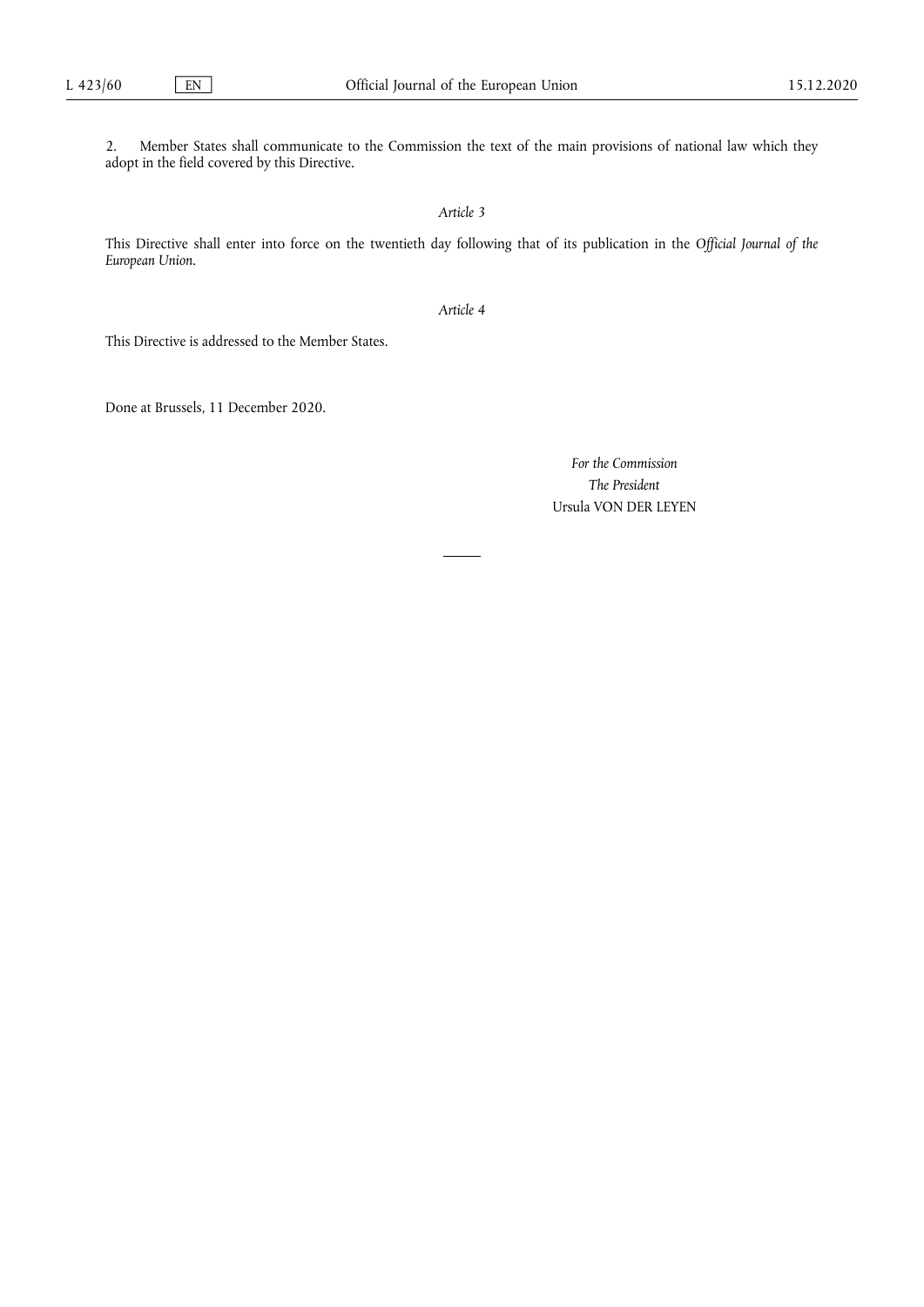2. Member States shall communicate to the Commission the text of the main provisions of national law which they adopt in the field covered by this Directive.

*Article 3*

This Directive shall enter into force on the twentieth day following that of its publication in the *Official Journal of the European Union*.

*Article 4*

This Directive is addressed to the Member States.

Done at Brussels, 11 December 2020.

*For the Commission*
*The President*
Ursula VON DER LEYEN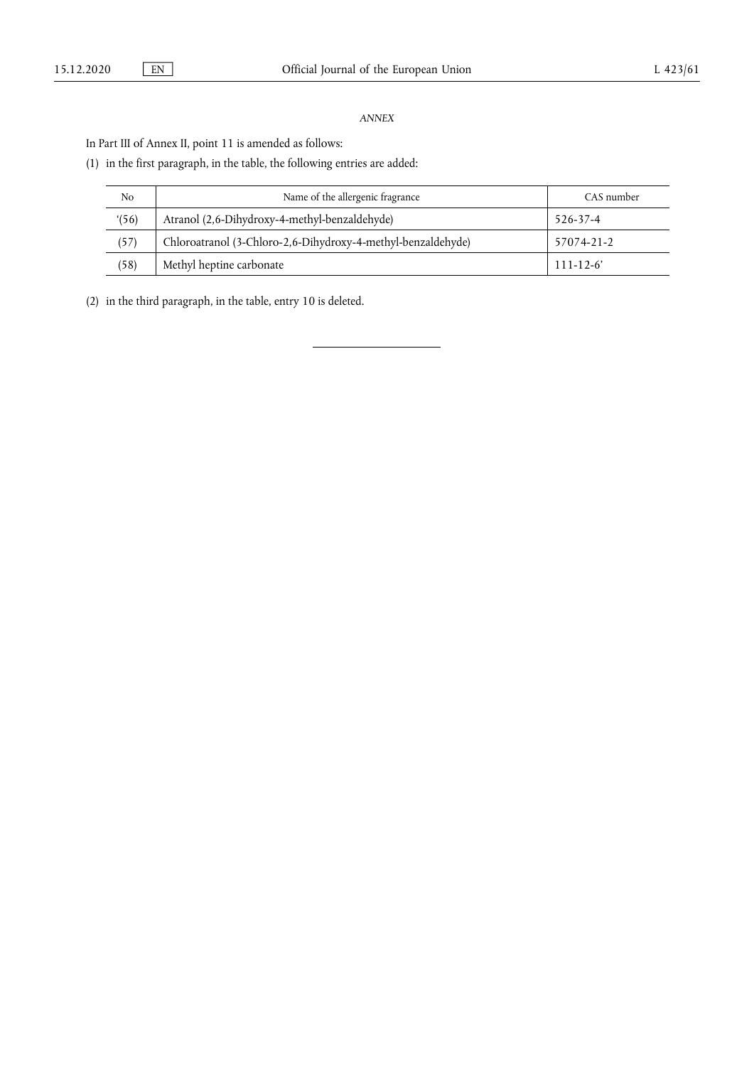*ANNEX*

In Part III of Annex II, point 11 is amended as follows:

(1) in the first paragraph, in the table, the following entries are added:

| No | Name of the allergenic fragrance | CAS number |
|---|---|---|
| '(56) | Atranol (2,6-Dihydroxy-4-methyl-benzaldehyde) | 526-37-4 |
| (57) | Chloroatranol (3-Chloro-2,6-Dihydroxy-4-methyl-benzaldehyde) | 57074-21-2 |
| (58) | Methyl heptine carbonate | 111-12-6' |

(2) in the third paragraph, in the table, entry 10 is deleted.